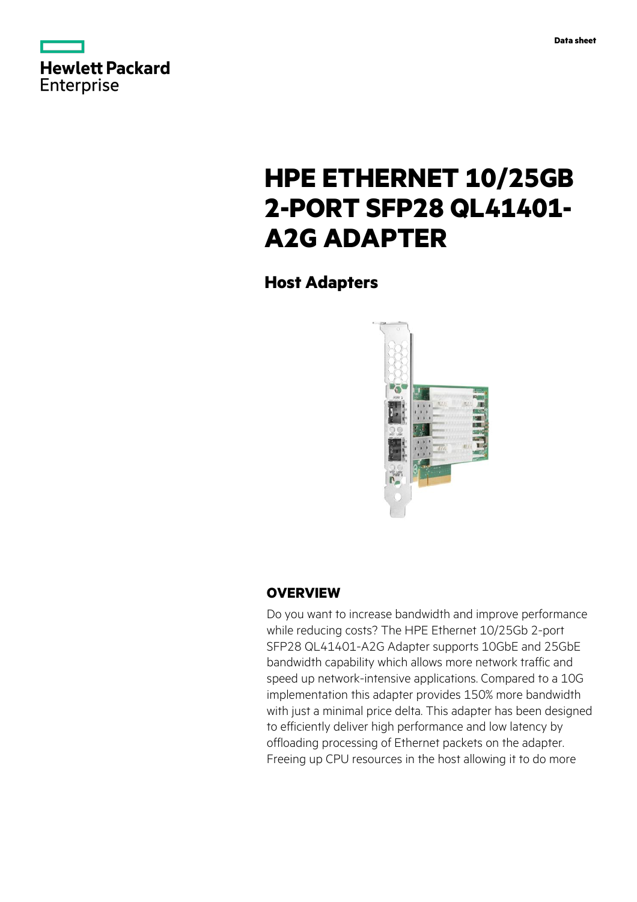Data sheet

# HPE ETHERNET 10/25GB 2-PORT SFP28 QL41401-A2G ADAPTER

## Host Adapters

### OVERVIEW

Do you want to increase bandwidth and improve performance while reducing costs? The HPE Ethernet 10/25Gb 2-port SFP28 QL41401-A2G Adapter supports 10GbE and 25GbE bandwidth capability which allows more network traffic and speed up network-intensive applications. Compared to a 10G implementation this adapter provides 150% more bandwidth with just a minimal price delta. This adapter has been designed to efficiently deliver high performance and low latency by offloading processing of Ethernet packets on the adapter. Freeing up CPU resources in the host allowing it to do more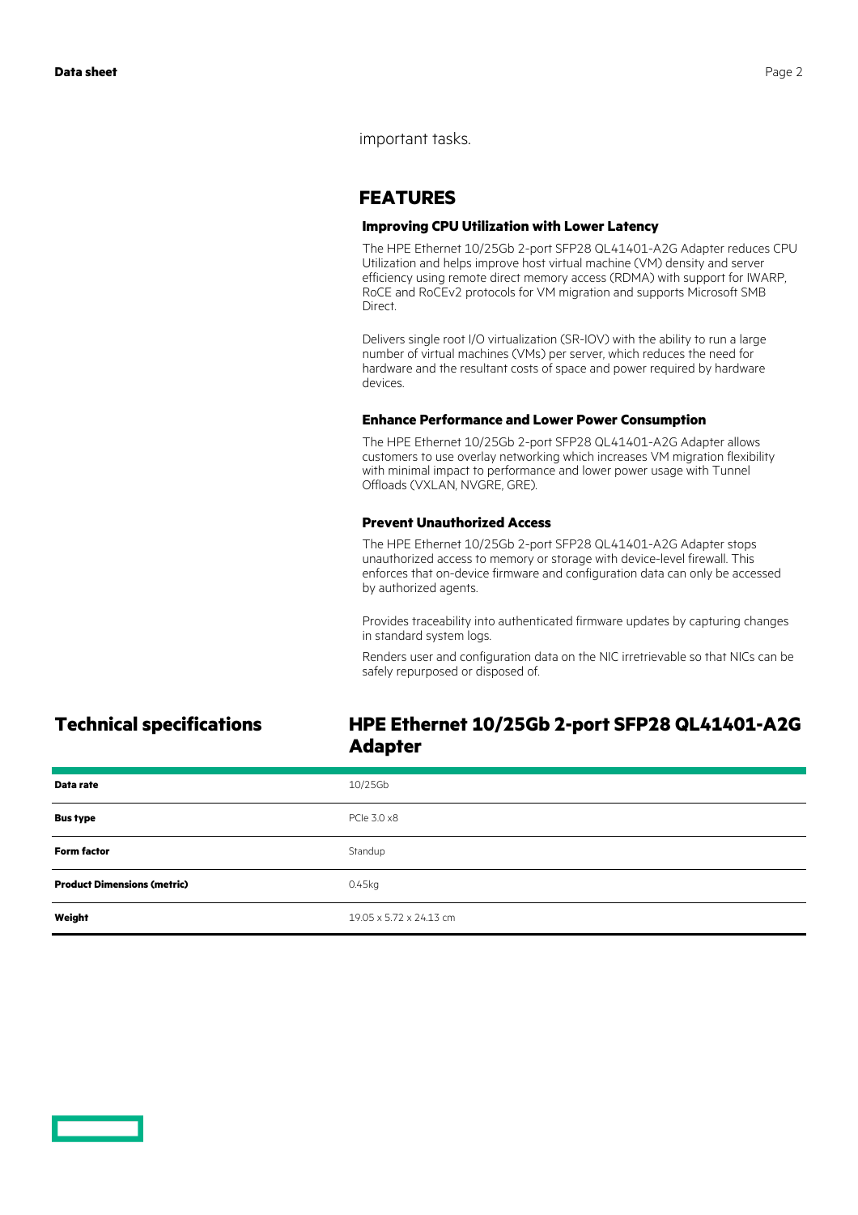important tasks.

## FEATURES

### Improving CPU Utilization with Lower Latency

The HPE Ethernet 10/25Gb 2-port SFP28 QL41401-A2G Adapter reduces CPU Utilization and helps improve host virtual machine (VM) density and server efficiency using remote direct memory access (RDMA) with support for IWARP, RoCE and RoCEv2 protocols for VM migration and supports Microsoft SMB Direct.

Delivers single root I/O virtualization (SR-IOV) with the ability to run a large number of virtual machines (VMs) per server, which reduces the need for hardware and the resultant costs of space and power required by hardware devices.

### Enhance Performance and Lower Power Consumption

The HPE Ethernet 10/25Gb 2-port SFP28 QL41401-A2G Adapter allows customers to use overlay networking which increases VM migration flexibility with minimal impact to performance and lower power usage with Tunnel Offloads (VXLAN, NVGRE, GRE).

### Prevent Unauthorized Access

The HPE Ethernet 10/25Gb 2-port SFP28 QL41401-A2G Adapter stops unauthorized access to memory or storage with device-level firewall. This enforces that on-device firmware and configuration data can only be accessed by authorized agents.

Provides traceability into authenticated firmware updates by capturing changes in standard system logs.

Renders user and configuration data on the NIC irretrievable so that NICs can be safely repurposed or disposed of.

## Technical specifications

## HPE Ethernet 10/25Gb 2-port SFP28 QL41401-A2G Adapter

| | |
|---|---|
| **Data rate** | 10/25Gb |
| **Bus type** | PCIe 3.0 x8 |
| **Form factor** | Standup |
| **Product Dimensions (metric)** | 0.45kg |
| **Weight** | 19.05 x 5.72 x 24.13 cm |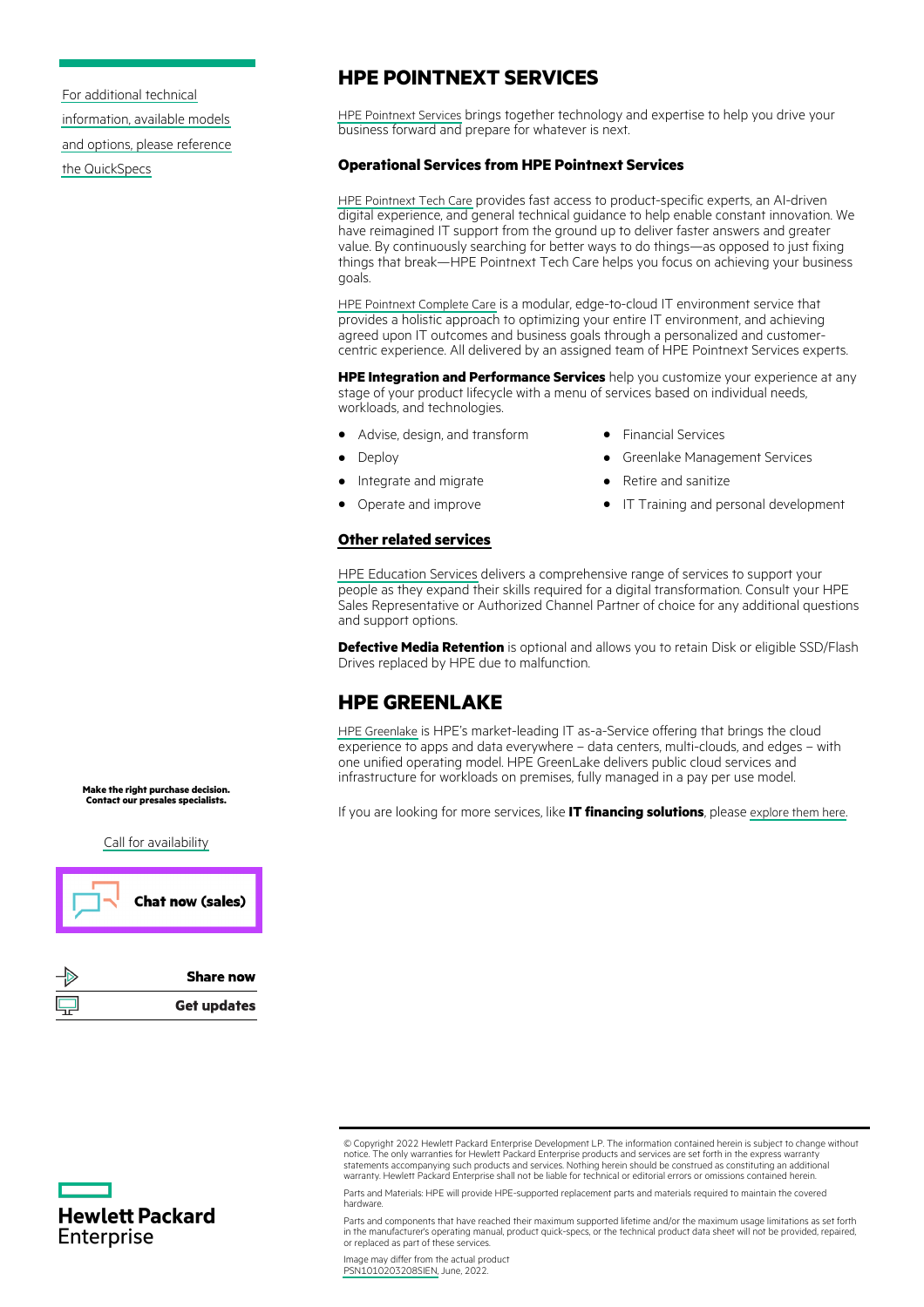For additional technical information, available models and options, please reference the QuickSpecs

## HPE POINTNEXT SERVICES

HPE Pointnext Services brings together technology and expertise to help you drive your business forward and prepare for whatever is next.

### Operational Services from HPE Pointnext Services

HPE Pointnext Tech Care provides fast access to product-specific experts, an AI-driven digital experience, and general technical guidance to help enable constant innovation. We have reimagined IT support from the ground up to deliver faster answers and greater value. By continuously searching for better ways to do things—as opposed to just fixing things that break—HPE Pointnext Tech Care helps you focus on achieving your business goals.

HPE Pointnext Complete Care is a modular, edge-to-cloud IT environment service that provides a holistic approach to optimizing your entire IT environment, and achieving agreed upon IT outcomes and business goals through a personalized and customer-centric experience. All delivered by an assigned team of HPE Pointnext Services experts.

**HPE Integration and Performance Services** help you customize your experience at any stage of your product lifecycle with a menu of services based on individual needs, workloads, and technologies.

- Advise, design, and transform
- Deploy
- Integrate and migrate
- Operate and improve
- Financial Services
- Greenlake Management Services
- Retire and sanitize
- IT Training and personal development

### Other related services

HPE Education Services delivers a comprehensive range of services to support your people as they expand their skills required for a digital transformation. Consult your HPE Sales Representative or Authorized Channel Partner of choice for any additional questions and support options.

**Defective Media Retention** is optional and allows you to retain Disk or eligible SSD/Flash Drives replaced by HPE due to malfunction.

## HPE GREENLAKE

HPE Greenlake is HPE's market-leading IT as-a-Service offering that brings the cloud experience to apps and data everywhere – data centers, multi-clouds, and edges – with one unified operating model. HPE GreenLake delivers public cloud services and infrastructure for workloads on premises, fully managed in a pay per use model.

If you are looking for more services, like **IT financing solutions**, please explore them here.

**Make the right purchase decision. Contact our presales specialists.**

Call for availability

Chat now (sales)

Share now

Get updates

Hewlett Packard Enterprise

© Copyright 2022 Hewlett Packard Enterprise Development LP. The information contained herein is subject to change without notice. The only warranties for Hewlett Packard Enterprise products and services are set forth in the express warranty statements accompanying such products and services. Nothing herein should be construed as constituting an additional warranty. Hewlett Packard Enterprise shall not be liable for technical or editorial errors or omissions contained herein.

Parts and Materials: HPE will provide HPE-supported replacement parts and materials required to maintain the covered hardware.

Parts and components that have reached their maximum supported lifetime and/or the maximum usage limitations as set forth in the manufacturer's operating manual, product quick-specs, or the technical product data sheet will not be provided, repaired, or replaced as part of these services.

Image may differ from the actual product

PSN1010203208SIEN, June, 2022.